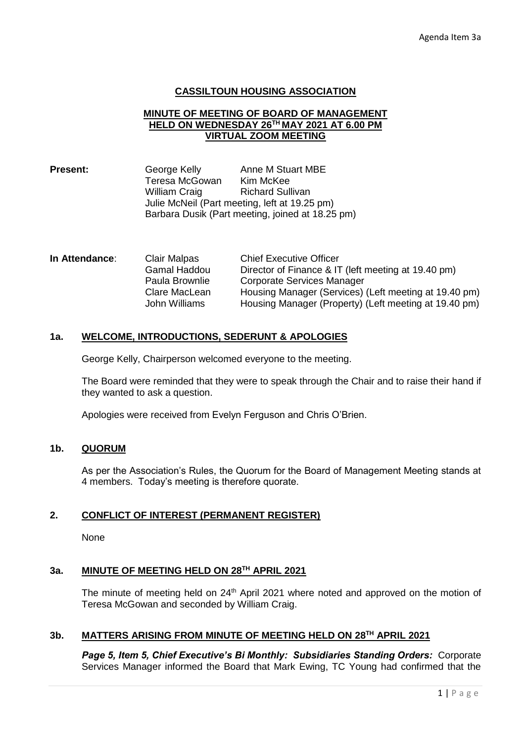Agenda Item 3a

**CASSILTOUN HOUSING ASSOCIATION**

**MINUTE OF MEETING OF BOARD OF MANAGEMENT HELD ON WEDNESDAY 26TH MAY 2021 AT 6.00 PM VIRTUAL ZOOM MEETING**

**Present:**

George Kelly, Anne M Stuart MBE
Teresa McGowan, Kim McKee
William Craig, Richard Sullivan
Julie McNeil (Part meeting, left at 19.25 pm)
Barbara Dusik (Part meeting, joined at 18.25 pm)

**In Attendance:**

| Name | Role |
|---|---|
| Clair Malpas | Chief Executive Officer |
| Gamal Haddou | Director of Finance & IT (left meeting at 19.40 pm) |
| Paula Brownlie | Corporate Services Manager |
| Clare MacLean | Housing Manager (Services) (Left meeting at 19.40 pm) |
| John Williams | Housing Manager (Property) (Left meeting at 19.40 pm) |

## 1a. WELCOME, INTRODUCTIONS, SEDERUNT & APOLOGIES

George Kelly, Chairperson welcomed everyone to the meeting.

The Board were reminded that they were to speak through the Chair and to raise their hand if they wanted to ask a question.

Apologies were received from Evelyn Ferguson and Chris O'Brien.

## 1b. QUORUM

As per the Association's Rules, the Quorum for the Board of Management Meeting stands at 4 members. Today's meeting is therefore quorate.

## 2. CONFLICT OF INTEREST (PERMANENT REGISTER)

None

## 3a. MINUTE OF MEETING HELD ON 28TH APRIL 2021

The minute of meeting held on 24th April 2021 where noted and approved on the motion of Teresa McGowan and seconded by William Craig.

## 3b. MATTERS ARISING FROM MINUTE OF MEETING HELD ON 28TH APRIL 2021

***Page 5, Item 5, Chief Executive's Bi Monthly: Subsidiaries Standing Orders:*** Corporate Services Manager informed the Board that Mark Ewing, TC Young had confirmed that the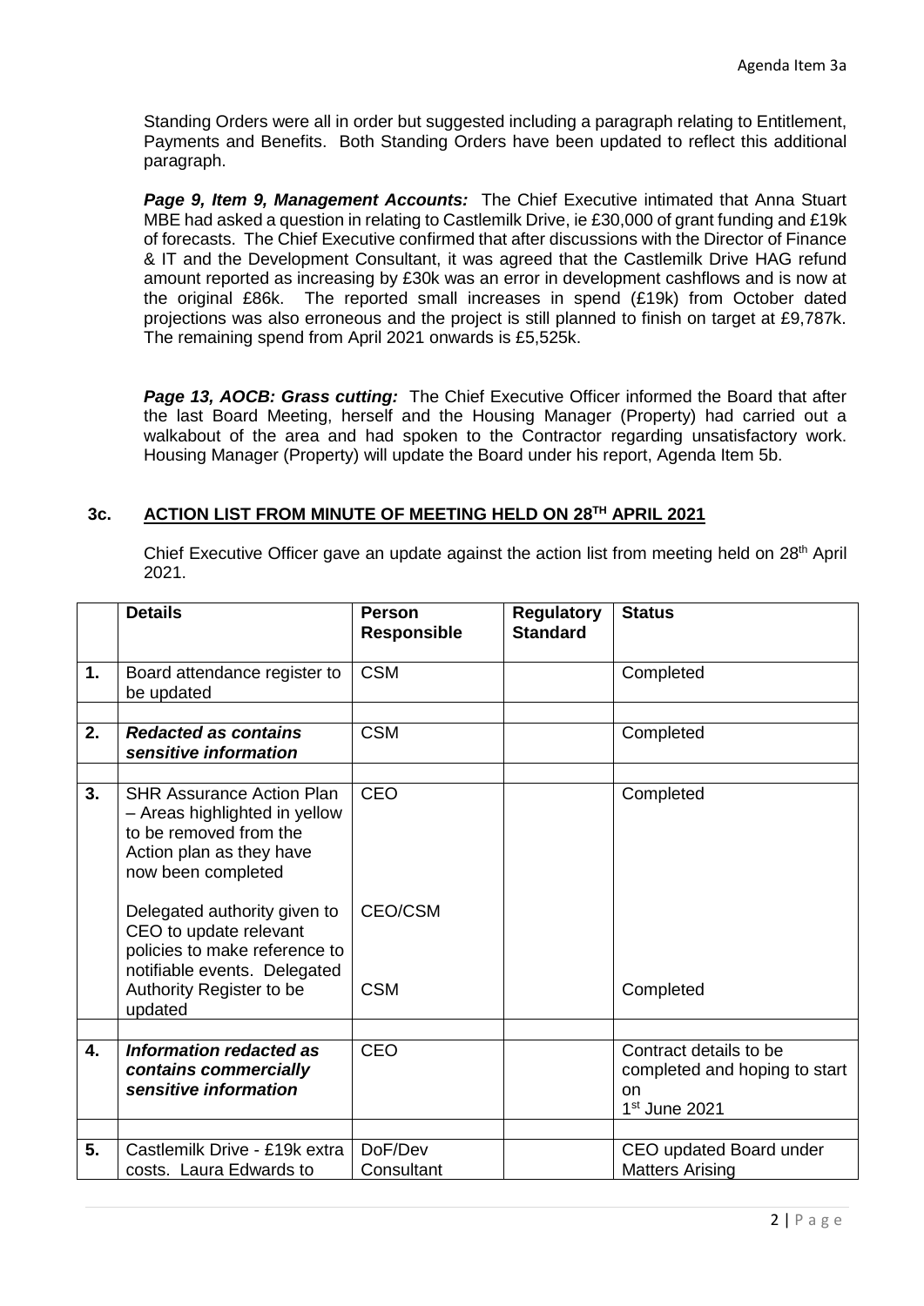Standing Orders were all in order but suggested including a paragraph relating to Entitlement, Payments and Benefits. Both Standing Orders have been updated to reflect this additional paragraph.

***Page 9, Item 9, Management Accounts:*** The Chief Executive intimated that Anna Stuart MBE had asked a question in relating to Castlemilk Drive, ie £30,000 of grant funding and £19k of forecasts. The Chief Executive confirmed that after discussions with the Director of Finance & IT and the Development Consultant, it was agreed that the Castlemilk Drive HAG refund amount reported as increasing by £30k was an error in development cashflows and is now at the original £86k. The reported small increases in spend (£19k) from October dated projections was also erroneous and the project is still planned to finish on target at £9,787k. The remaining spend from April 2021 onwards is £5,525k.

***Page 13, AOCB: Grass cutting:*** The Chief Executive Officer informed the Board that after the last Board Meeting, herself and the Housing Manager (Property) had carried out a walkabout of the area and had spoken to the Contractor regarding unsatisfactory work. Housing Manager (Property) will update the Board under his report, Agenda Item 5b.

## 3c. ACTION LIST FROM MINUTE OF MEETING HELD ON 28TH APRIL 2021

Chief Executive Officer gave an update against the action list from meeting held on 28th April 2021.

| | Details | Person Responsible | Regulatory Standard | Status |
|---|---|---|---|---|
| 1. | Board attendance register to be updated | CSM | | Completed |
| | | | | |
| 2. | ***Redacted as contains sensitive information*** | CSM | | Completed |
| | | | | |
| 3. | SHR Assurance Action Plan – Areas highlighted in yellow to be removed from the Action plan as they have now been completed | CEO | | Completed |
| | Delegated authority given to CEO to update relevant policies to make reference to notifiable events. Delegated Authority Register to be updated | CEO/CSM<br>CSM | | Completed |
| | | | | |
| 4. | ***Information redacted as contains commercially sensitive information*** | CEO | | Contract details to be completed and hoping to start on 1st June 2021 |
| | | | | |
| 5. | Castlemilk Drive - £19k extra costs. Laura Edwards to | DoF/Dev Consultant | | CEO updated Board under Matters Arising |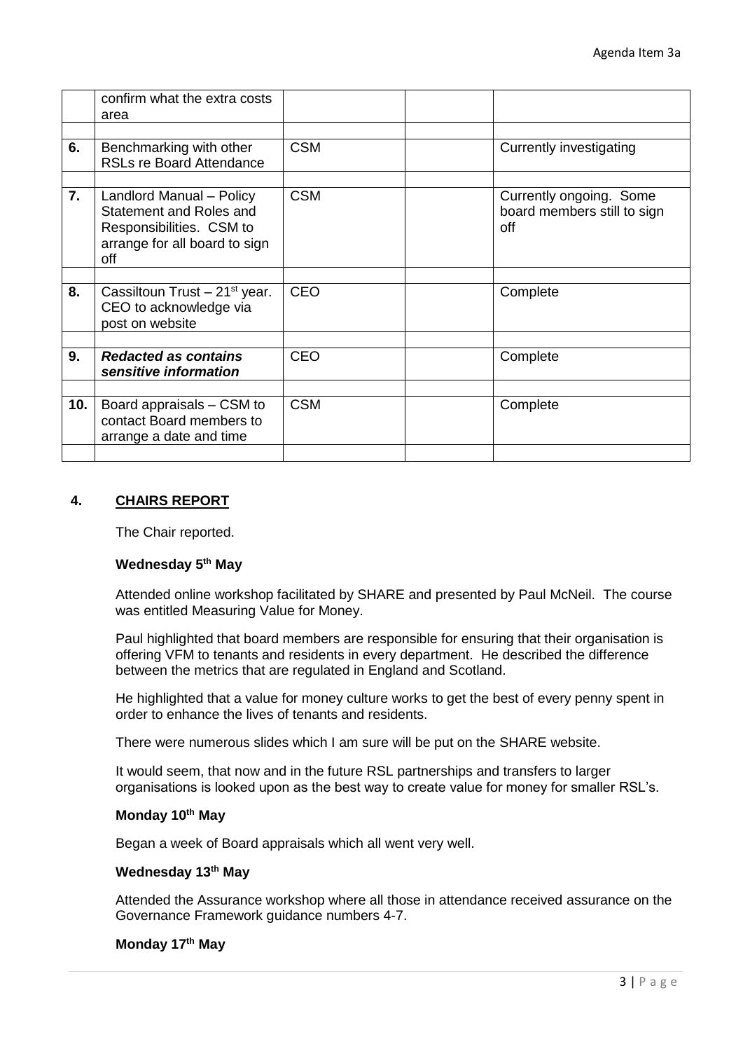| | | | | |
|---|---|---|---|---|
| | confirm what the extra costs area | | | |
| | | | | |
| **6.** | Benchmarking with other RSLs re Board Attendance | CSM | | Currently investigating |
| | | | | |
| **7.** | Landlord Manual – Policy Statement and Roles and Responsibilities. CSM to arrange for all board to sign off | CSM | | Currently ongoing. Some board members still to sign off |
| | | | | |
| **8.** | Cassiltoun Trust – 21st year. CEO to acknowledge via post on website | CEO | | Complete |
| | | | | |
| **9.** | ***Redacted as contains sensitive information*** | CEO | | Complete |
| | | | | |
| **10.** | Board appraisals – CSM to contact Board members to arrange a date and time | CSM | | Complete |
| | | | | |

## 4. CHAIRS REPORT

The Chair reported.

**Wednesday 5th May**

Attended online workshop facilitated by SHARE and presented by Paul McNeil. The course was entitled Measuring Value for Money.

Paul highlighted that board members are responsible for ensuring that their organisation is offering VFM to tenants and residents in every department. He described the difference between the metrics that are regulated in England and Scotland.

He highlighted that a value for money culture works to get the best of every penny spent in order to enhance the lives of tenants and residents.

There were numerous slides which I am sure will be put on the SHARE website.

It would seem, that now and in the future RSL partnerships and transfers to larger organisations is looked upon as the best way to create value for money for smaller RSL's.

**Monday 10th May**

Began a week of Board appraisals which all went very well.

**Wednesday 13th May**

Attended the Assurance workshop where all those in attendance received assurance on the Governance Framework guidance numbers 4-7.

**Monday 17th May**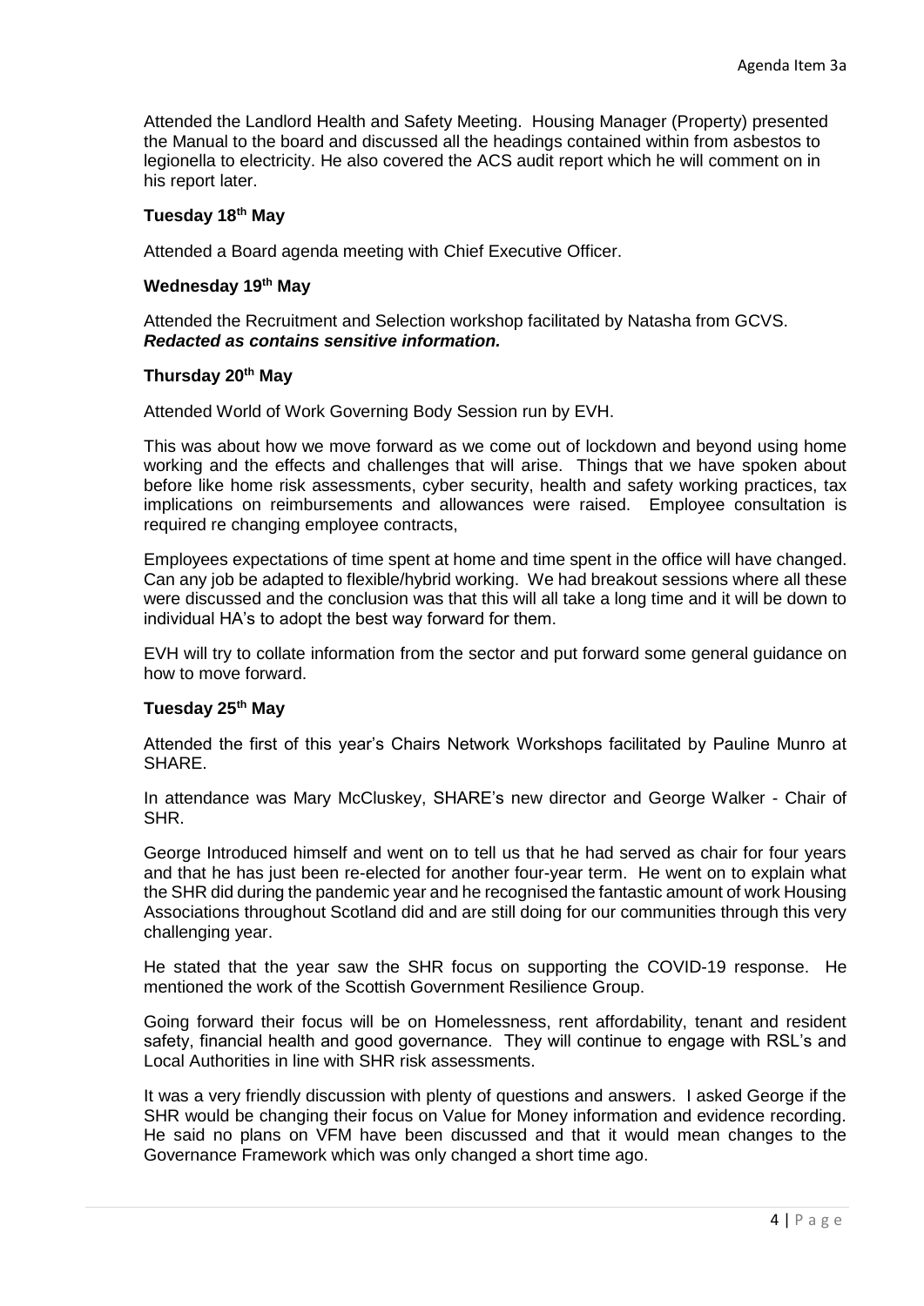Attended the Landlord Health and Safety Meeting. Housing Manager (Property) presented the Manual to the board and discussed all the headings contained within from asbestos to legionella to electricity. He also covered the ACS audit report which he will comment on in his report later.

**Tuesday 18th May**

Attended a Board agenda meeting with Chief Executive Officer.

**Wednesday 19th May**

Attended the Recruitment and Selection workshop facilitated by Natasha from GCVS.
***Redacted as contains sensitive information.***

**Thursday 20th May**

Attended World of Work Governing Body Session run by EVH.

This was about how we move forward as we come out of lockdown and beyond using home working and the effects and challenges that will arise. Things that we have spoken about before like home risk assessments, cyber security, health and safety working practices, tax implications on reimbursements and allowances were raised. Employee consultation is required re changing employee contracts,

Employees expectations of time spent at home and time spent in the office will have changed. Can any job be adapted to flexible/hybrid working. We had breakout sessions where all these were discussed and the conclusion was that this will all take a long time and it will be down to individual HA's to adopt the best way forward for them.

EVH will try to collate information from the sector and put forward some general guidance on how to move forward.

**Tuesday 25th May**

Attended the first of this year's Chairs Network Workshops facilitated by Pauline Munro at SHARE.

In attendance was Mary McCluskey, SHARE's new director and George Walker - Chair of SHR.

George Introduced himself and went on to tell us that he had served as chair for four years and that he has just been re-elected for another four-year term. He went on to explain what the SHR did during the pandemic year and he recognised the fantastic amount of work Housing Associations throughout Scotland did and are still doing for our communities through this very challenging year.

He stated that the year saw the SHR focus on supporting the COVID-19 response. He mentioned the work of the Scottish Government Resilience Group.

Going forward their focus will be on Homelessness, rent affordability, tenant and resident safety, financial health and good governance. They will continue to engage with RSL's and Local Authorities in line with SHR risk assessments.

It was a very friendly discussion with plenty of questions and answers. I asked George if the SHR would be changing their focus on Value for Money information and evidence recording. He said no plans on VFM have been discussed and that it would mean changes to the Governance Framework which was only changed a short time ago.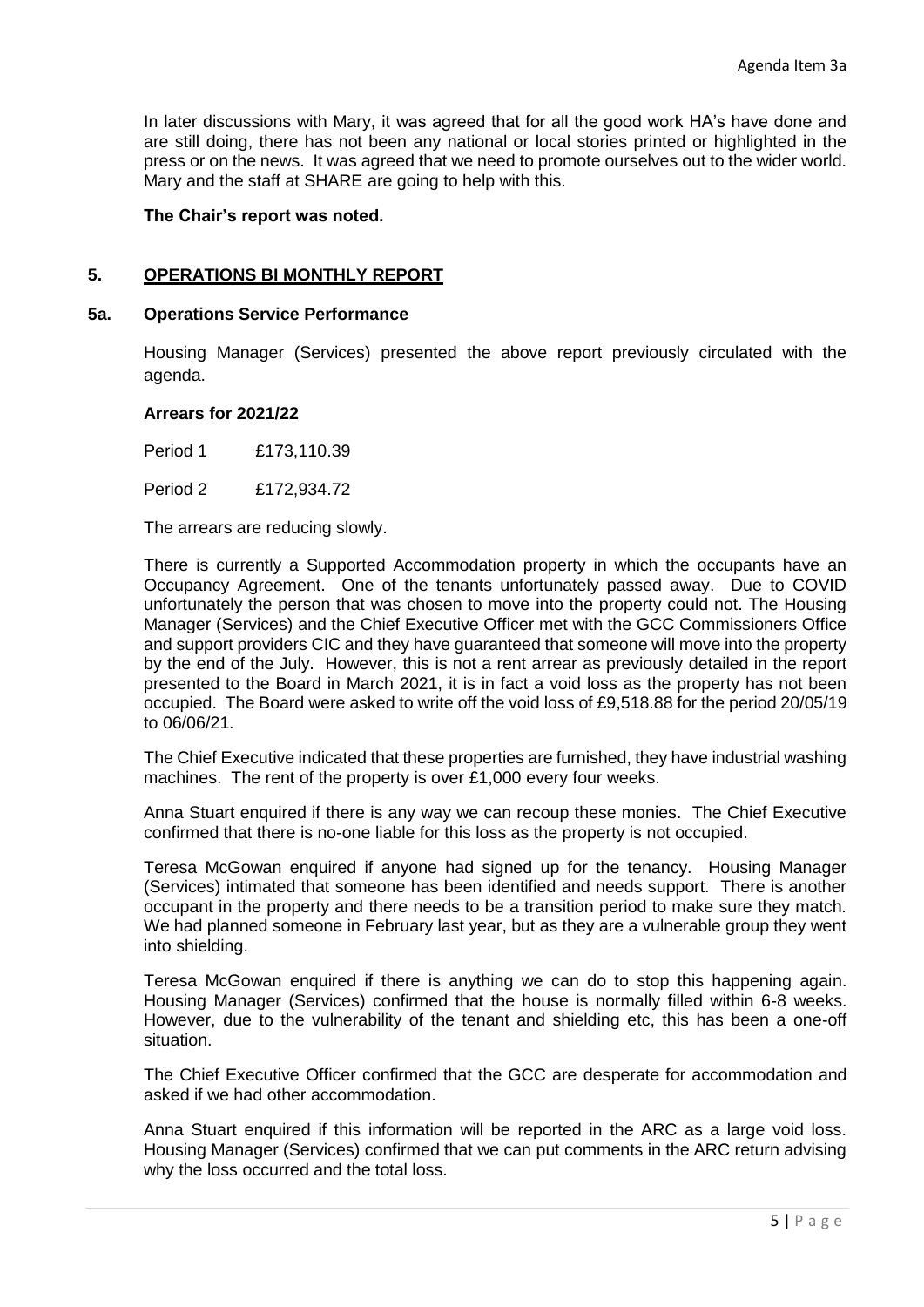In later discussions with Mary, it was agreed that for all the good work HA's have done and are still doing, there has not been any national or local stories printed or highlighted in the press or on the news. It was agreed that we need to promote ourselves out to the wider world. Mary and the staff at SHARE are going to help with this.

**The Chair's report was noted.**

## 5. OPERATIONS BI MONTHLY REPORT

### 5a. Operations Service Performance

Housing Manager (Services) presented the above report previously circulated with the agenda.

**Arrears for 2021/22**

Period 1 £173,110.39

Period 2 £172,934.72

The arrears are reducing slowly.

There is currently a Supported Accommodation property in which the occupants have an Occupancy Agreement. One of the tenants unfortunately passed away. Due to COVID unfortunately the person that was chosen to move into the property could not. The Housing Manager (Services) and the Chief Executive Officer met with the GCC Commissioners Office and support providers CIC and they have guaranteed that someone will move into the property by the end of the July. However, this is not a rent arrear as previously detailed in the report presented to the Board in March 2021, it is in fact a void loss as the property has not been occupied. The Board were asked to write off the void loss of £9,518.88 for the period 20/05/19 to 06/06/21.

The Chief Executive indicated that these properties are furnished, they have industrial washing machines. The rent of the property is over £1,000 every four weeks.

Anna Stuart enquired if there is any way we can recoup these monies. The Chief Executive confirmed that there is no-one liable for this loss as the property is not occupied.

Teresa McGowan enquired if anyone had signed up for the tenancy. Housing Manager (Services) intimated that someone has been identified and needs support. There is another occupant in the property and there needs to be a transition period to make sure they match. We had planned someone in February last year, but as they are a vulnerable group they went into shielding.

Teresa McGowan enquired if there is anything we can do to stop this happening again. Housing Manager (Services) confirmed that the house is normally filled within 6-8 weeks. However, due to the vulnerability of the tenant and shielding etc, this has been a one-off situation.

The Chief Executive Officer confirmed that the GCC are desperate for accommodation and asked if we had other accommodation.

Anna Stuart enquired if this information will be reported in the ARC as a large void loss. Housing Manager (Services) confirmed that we can put comments in the ARC return advising why the loss occurred and the total loss.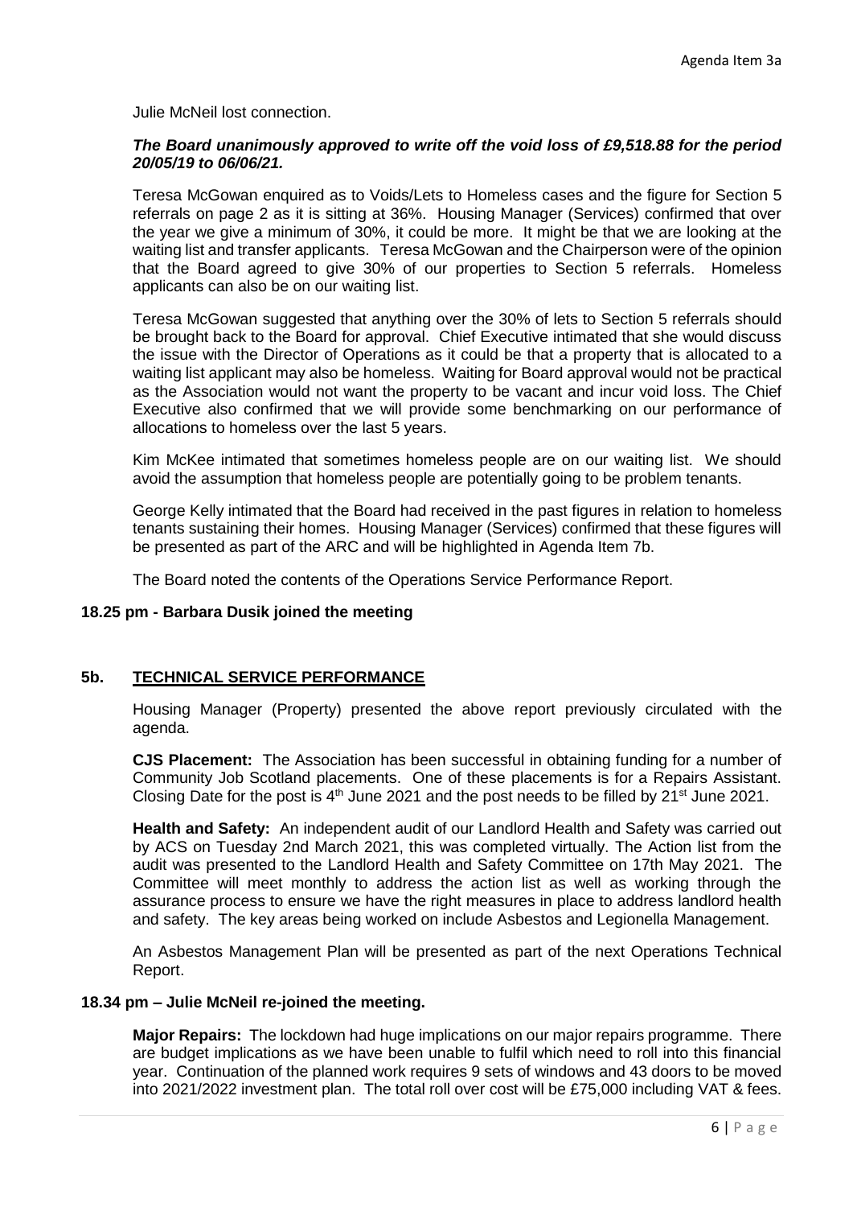Julie McNeil lost connection.

***The Board unanimously approved to write off the void loss of £9,518.88 for the period 20/05/19 to 06/06/21.***

Teresa McGowan enquired as to Voids/Lets to Homeless cases and the figure for Section 5 referrals on page 2 as it is sitting at 36%. Housing Manager (Services) confirmed that over the year we give a minimum of 30%, it could be more. It might be that we are looking at the waiting list and transfer applicants. Teresa McGowan and the Chairperson were of the opinion that the Board agreed to give 30% of our properties to Section 5 referrals. Homeless applicants can also be on our waiting list.

Teresa McGowan suggested that anything over the 30% of lets to Section 5 referrals should be brought back to the Board for approval. Chief Executive intimated that she would discuss the issue with the Director of Operations as it could be that a property that is allocated to a waiting list applicant may also be homeless. Waiting for Board approval would not be practical as the Association would not want the property to be vacant and incur void loss. The Chief Executive also confirmed that we will provide some benchmarking on our performance of allocations to homeless over the last 5 years.

Kim McKee intimated that sometimes homeless people are on our waiting list. We should avoid the assumption that homeless people are potentially going to be problem tenants.

George Kelly intimated that the Board had received in the past figures in relation to homeless tenants sustaining their homes. Housing Manager (Services) confirmed that these figures will be presented as part of the ARC and will be highlighted in Agenda Item 7b.

The Board noted the contents of the Operations Service Performance Report.

**18.25 pm - Barbara Dusik joined the meeting**

## 5b. TECHNICAL SERVICE PERFORMANCE

Housing Manager (Property) presented the above report previously circulated with the agenda.

**CJS Placement:** The Association has been successful in obtaining funding for a number of Community Job Scotland placements. One of these placements is for a Repairs Assistant. Closing Date for the post is 4th June 2021 and the post needs to be filled by 21st June 2021.

**Health and Safety:** An independent audit of our Landlord Health and Safety was carried out by ACS on Tuesday 2nd March 2021, this was completed virtually. The Action list from the audit was presented to the Landlord Health and Safety Committee on 17th May 2021. The Committee will meet monthly to address the action list as well as working through the assurance process to ensure we have the right measures in place to address landlord health and safety. The key areas being worked on include Asbestos and Legionella Management.

An Asbestos Management Plan will be presented as part of the next Operations Technical Report.

**18.34 pm – Julie McNeil re-joined the meeting.**

**Major Repairs:** The lockdown had huge implications on our major repairs programme. There are budget implications as we have been unable to fulfil which need to roll into this financial year. Continuation of the planned work requires 9 sets of windows and 43 doors to be moved into 2021/2022 investment plan. The total roll over cost will be £75,000 including VAT & fees.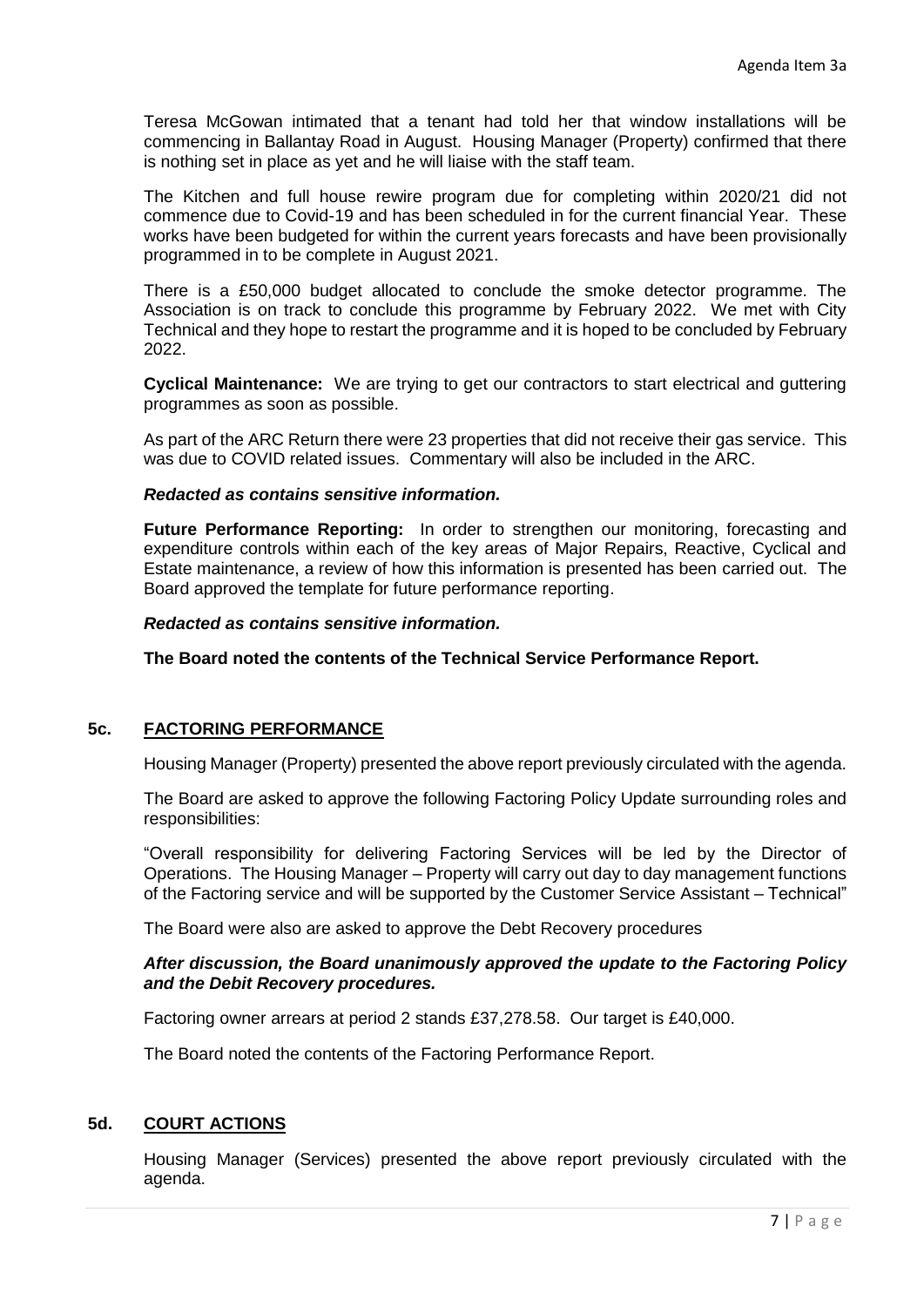Teresa McGowan intimated that a tenant had told her that window installations will be commencing in Ballantay Road in August. Housing Manager (Property) confirmed that there is nothing set in place as yet and he will liaise with the staff team.

The Kitchen and full house rewire program due for completing within 2020/21 did not commence due to Covid-19 and has been scheduled in for the current financial Year. These works have been budgeted for within the current years forecasts and have been provisionally programmed in to be complete in August 2021.

There is a £50,000 budget allocated to conclude the smoke detector programme. The Association is on track to conclude this programme by February 2022. We met with City Technical and they hope to restart the programme and it is hoped to be concluded by February 2022.

**Cyclical Maintenance:** We are trying to get our contractors to start electrical and guttering programmes as soon as possible.

As part of the ARC Return there were 23 properties that did not receive their gas service. This was due to COVID related issues. Commentary will also be included in the ARC.

***Redacted as contains sensitive information.***

**Future Performance Reporting:** In order to strengthen our monitoring, forecasting and expenditure controls within each of the key areas of Major Repairs, Reactive, Cyclical and Estate maintenance, a review of how this information is presented has been carried out. The Board approved the template for future performance reporting.

***Redacted as contains sensitive information.***

**The Board noted the contents of the Technical Service Performance Report.**

## 5c. FACTORING PERFORMANCE

Housing Manager (Property) presented the above report previously circulated with the agenda.

The Board are asked to approve the following Factoring Policy Update surrounding roles and responsibilities:

"Overall responsibility for delivering Factoring Services will be led by the Director of Operations. The Housing Manager – Property will carry out day to day management functions of the Factoring service and will be supported by the Customer Service Assistant – Technical"

The Board were also are asked to approve the Debt Recovery procedures

***After discussion, the Board unanimously approved the update to the Factoring Policy and the Debit Recovery procedures.***

Factoring owner arrears at period 2 stands £37,278.58. Our target is £40,000.

The Board noted the contents of the Factoring Performance Report.

## 5d. COURT ACTIONS

Housing Manager (Services) presented the above report previously circulated with the agenda.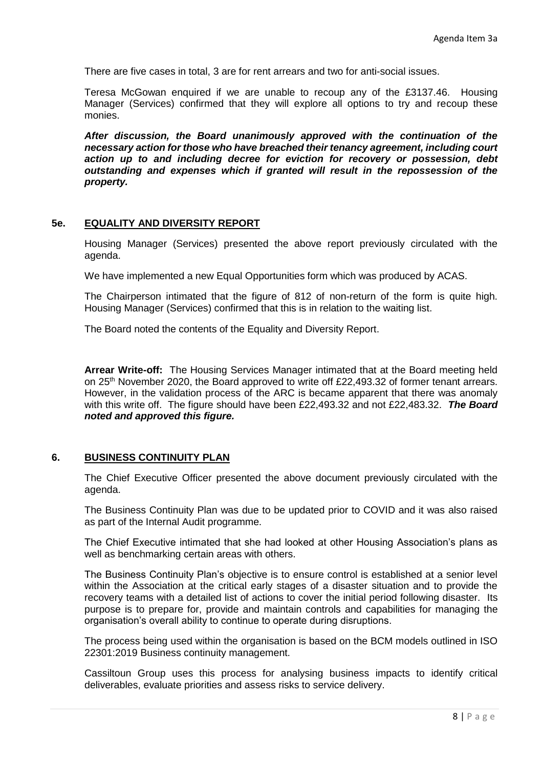There are five cases in total, 3 are for rent arrears and two for anti-social issues.

Teresa McGowan enquired if we are unable to recoup any of the £3137.46. Housing Manager (Services) confirmed that they will explore all options to try and recoup these monies.

***After discussion, the Board unanimously approved with the continuation of the necessary action for those who have breached their tenancy agreement, including court action up to and including decree for eviction for recovery or possession, debt outstanding and expenses which if granted will result in the repossession of the property.***

## 5e. EQUALITY AND DIVERSITY REPORT

Housing Manager (Services) presented the above report previously circulated with the agenda.

We have implemented a new Equal Opportunities form which was produced by ACAS.

The Chairperson intimated that the figure of 812 of non-return of the form is quite high. Housing Manager (Services) confirmed that this is in relation to the waiting list.

The Board noted the contents of the Equality and Diversity Report.

**Arrear Write-off:** The Housing Services Manager intimated that at the Board meeting held on 25th November 2020, the Board approved to write off £22,493.32 of former tenant arrears. However, in the validation process of the ARC is became apparent that there was anomaly with this write off. The figure should have been £22,493.32 and not £22,483.32. ***The Board noted and approved this figure.***

## 6. BUSINESS CONTINUITY PLAN

The Chief Executive Officer presented the above document previously circulated with the agenda.

The Business Continuity Plan was due to be updated prior to COVID and it was also raised as part of the Internal Audit programme.

The Chief Executive intimated that she had looked at other Housing Association's plans as well as benchmarking certain areas with others.

The Business Continuity Plan's objective is to ensure control is established at a senior level within the Association at the critical early stages of a disaster situation and to provide the recovery teams with a detailed list of actions to cover the initial period following disaster. Its purpose is to prepare for, provide and maintain controls and capabilities for managing the organisation's overall ability to continue to operate during disruptions.

The process being used within the organisation is based on the BCM models outlined in ISO 22301:2019 Business continuity management.

Cassiltoun Group uses this process for analysing business impacts to identify critical deliverables, evaluate priorities and assess risks to service delivery.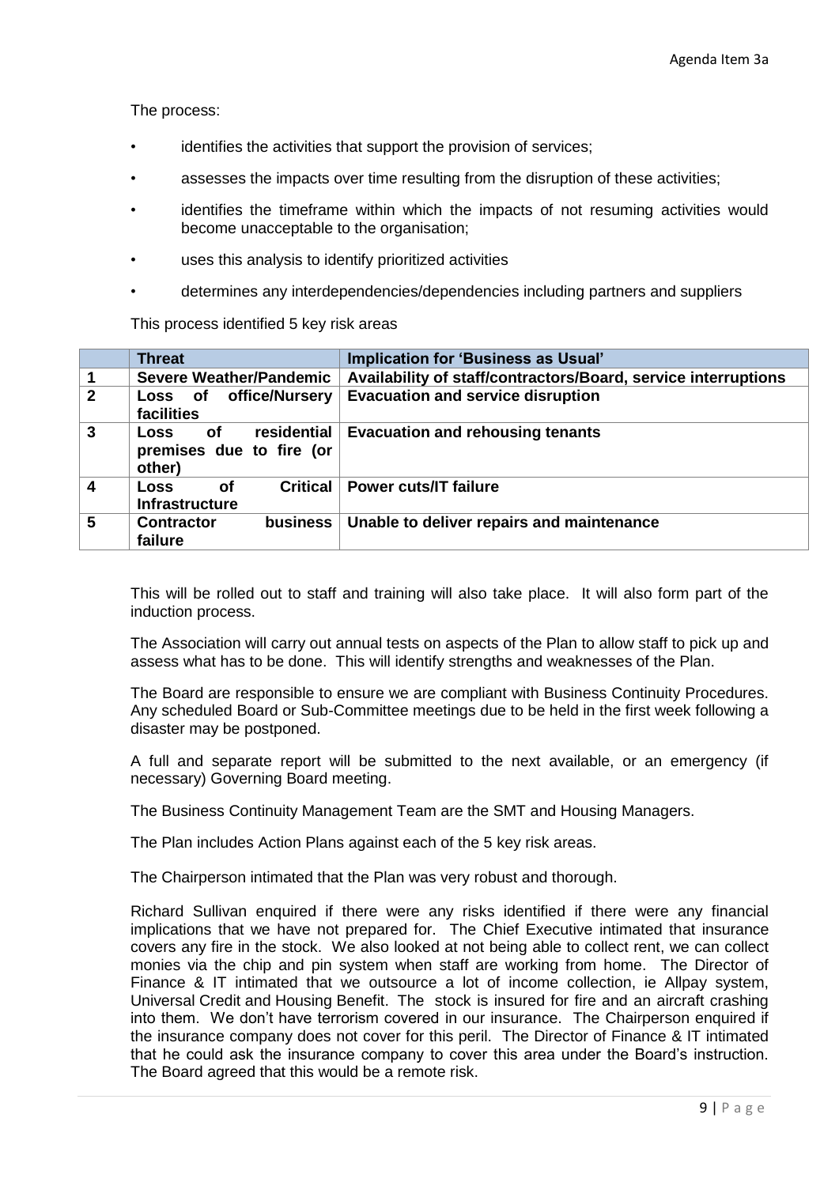The process:

- identifies the activities that support the provision of services;
- assesses the impacts over time resulting from the disruption of these activities;
- identifies the timeframe within which the impacts of not resuming activities would become unacceptable to the organisation;
- uses this analysis to identify prioritized activities
- determines any interdependencies/dependencies including partners and suppliers

This process identified 5 key risk areas

| | Threat | Implication for 'Business as Usual' |
|---|---|---|
| 1 | Severe Weather/Pandemic | Availability of staff/contractors/Board, service interruptions |
| 2 | Loss of office/Nursery facilities | Evacuation and service disruption |
| 3 | Loss of residential premises due to fire (or other) | Evacuation and rehousing tenants |
| 4 | Loss of Critical Infrastructure | Power cuts/IT failure |
| 5 | Contractor business failure | Unable to deliver repairs and maintenance |

This will be rolled out to staff and training will also take place. It will also form part of the induction process.

The Association will carry out annual tests on aspects of the Plan to allow staff to pick up and assess what has to be done. This will identify strengths and weaknesses of the Plan.

The Board are responsible to ensure we are compliant with Business Continuity Procedures. Any scheduled Board or Sub-Committee meetings due to be held in the first week following a disaster may be postponed.

A full and separate report will be submitted to the next available, or an emergency (if necessary) Governing Board meeting.

The Business Continuity Management Team are the SMT and Housing Managers.

The Plan includes Action Plans against each of the 5 key risk areas.

The Chairperson intimated that the Plan was very robust and thorough.

Richard Sullivan enquired if there were any risks identified if there were any financial implications that we have not prepared for. The Chief Executive intimated that insurance covers any fire in the stock. We also looked at not being able to collect rent, we can collect monies via the chip and pin system when staff are working from home. The Director of Finance & IT intimated that we outsource a lot of income collection, ie Allpay system, Universal Credit and Housing Benefit. The stock is insured for fire and an aircraft crashing into them. We don't have terrorism covered in our insurance. The Chairperson enquired if the insurance company does not cover for this peril. The Director of Finance & IT intimated that he could ask the insurance company to cover this area under the Board's instruction. The Board agreed that this would be a remote risk.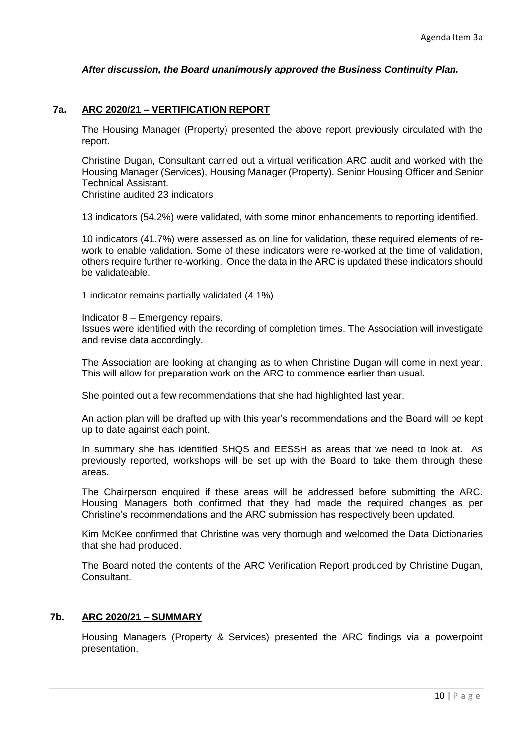*After discussion, the Board unanimously approved the Business Continuity Plan.*

## 7a. ARC 2020/21 – VERTIFICATION REPORT

The Housing Manager (Property) presented the above report previously circulated with the report.

Christine Dugan, Consultant carried out a virtual verification ARC audit and worked with the Housing Manager (Services), Housing Manager (Property). Senior Housing Officer and Senior Technical Assistant.
Christine audited 23 indicators

13 indicators (54.2%) were validated, with some minor enhancements to reporting identified.

10 indicators (41.7%) were assessed as on line for validation, these required elements of re-work to enable validation. Some of these indicators were re-worked at the time of validation, others require further re-working. Once the data in the ARC is updated these indicators should be validateable.

1 indicator remains partially validated (4.1%)

Indicator 8 – Emergency repairs.
Issues were identified with the recording of completion times. The Association will investigate and revise data accordingly.

The Association are looking at changing as to when Christine Dugan will come in next year. This will allow for preparation work on the ARC to commence earlier than usual.

She pointed out a few recommendations that she had highlighted last year.

An action plan will be drafted up with this year's recommendations and the Board will be kept up to date against each point.

In summary she has identified SHQS and EESSH as areas that we need to look at. As previously reported, workshops will be set up with the Board to take them through these areas.

The Chairperson enquired if these areas will be addressed before submitting the ARC. Housing Managers both confirmed that they had made the required changes as per Christine's recommendations and the ARC submission has respectively been updated.

Kim McKee confirmed that Christine was very thorough and welcomed the Data Dictionaries that she had produced.

The Board noted the contents of the ARC Verification Report produced by Christine Dugan, Consultant.

## 7b. ARC 2020/21 – SUMMARY

Housing Managers (Property & Services) presented the ARC findings via a powerpoint presentation.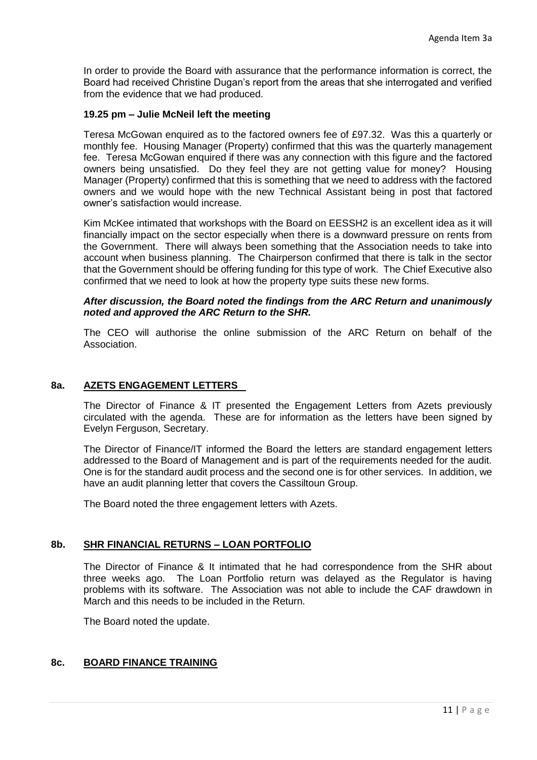In order to provide the Board with assurance that the performance information is correct, the Board had received Christine Dugan's report from the areas that she interrogated and verified from the evidence that we had produced.

**19.25 pm – Julie McNeil left the meeting**

Teresa McGowan enquired as to the factored owners fee of £97.32. Was this a quarterly or monthly fee. Housing Manager (Property) confirmed that this was the quarterly management fee. Teresa McGowan enquired if there was any connection with this figure and the factored owners being unsatisfied. Do they feel they are not getting value for money? Housing Manager (Property) confirmed that this is something that we need to address with the factored owners and we would hope with the new Technical Assistant being in post that factored owner's satisfaction would increase.

Kim McKee intimated that workshops with the Board on EESSH2 is an excellent idea as it will financially impact on the sector especially when there is a downward pressure on rents from the Government. There will always been something that the Association needs to take into account when business planning. The Chairperson confirmed that there is talk in the sector that the Government should be offering funding for this type of work. The Chief Executive also confirmed that we need to look at how the property type suits these new forms.

***After discussion, the Board noted the findings from the ARC Return and unanimously noted and approved the ARC Return to the SHR.***

The CEO will authorise the online submission of the ARC Return on behalf of the Association.

## 8a. AZETS ENGAGEMENT LETTERS

The Director of Finance & IT presented the Engagement Letters from Azets previously circulated with the agenda. These are for information as the letters have been signed by Evelyn Ferguson, Secretary.

The Director of Finance/IT informed the Board the letters are standard engagement letters addressed to the Board of Management and is part of the requirements needed for the audit. One is for the standard audit process and the second one is for other services. In addition, we have an audit planning letter that covers the Cassiltoun Group.

The Board noted the three engagement letters with Azets.

## 8b. SHR FINANCIAL RETURNS – LOAN PORTFOLIO

The Director of Finance & It intimated that he had correspondence from the SHR about three weeks ago. The Loan Portfolio return was delayed as the Regulator is having problems with its software. The Association was not able to include the CAF drawdown in March and this needs to be included in the Return.

The Board noted the update.

## 8c. BOARD FINANCE TRAINING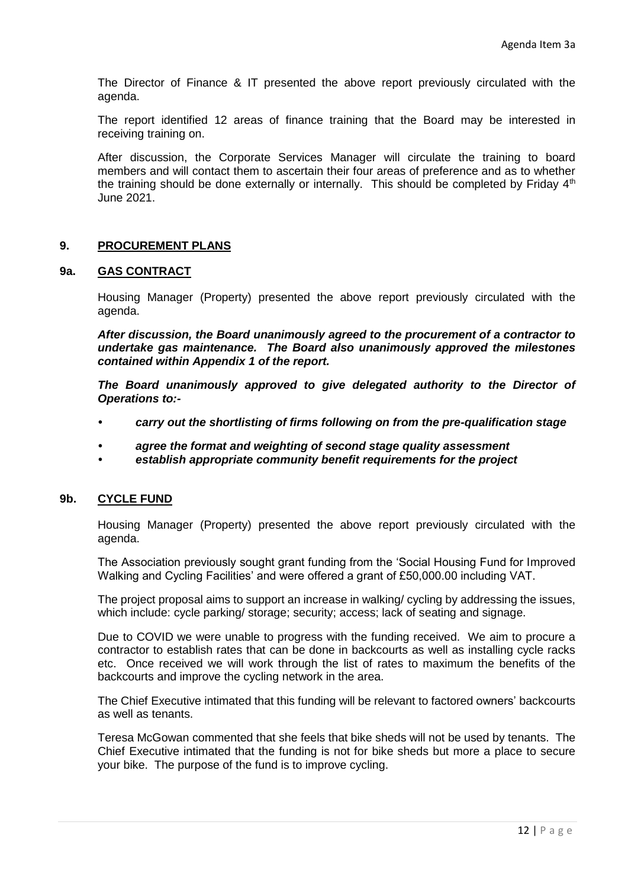The Director of Finance & IT presented the above report previously circulated with the agenda.

The report identified 12 areas of finance training that the Board may be interested in receiving training on.

After discussion, the Corporate Services Manager will circulate the training to board members and will contact them to ascertain their four areas of preference and as to whether the training should be done externally or internally. This should be completed by Friday 4th June 2021.

## 9. PROCUREMENT PLANS

### 9a. GAS CONTRACT

Housing Manager (Property) presented the above report previously circulated with the agenda.

***After discussion, the Board unanimously agreed to the procurement of a contractor to undertake gas maintenance. The Board also unanimously approved the milestones contained within Appendix 1 of the report.***

***The Board unanimously approved to give delegated authority to the Director of Operations to:-***

- ***carry out the shortlisting of firms following on from the pre-qualification stage***
- ***agree the format and weighting of second stage quality assessment***
- ***establish appropriate community benefit requirements for the project***

### 9b. CYCLE FUND

Housing Manager (Property) presented the above report previously circulated with the agenda.

The Association previously sought grant funding from the 'Social Housing Fund for Improved Walking and Cycling Facilities' and were offered a grant of £50,000.00 including VAT.

The project proposal aims to support an increase in walking/ cycling by addressing the issues, which include: cycle parking/ storage; security; access; lack of seating and signage.

Due to COVID we were unable to progress with the funding received. We aim to procure a contractor to establish rates that can be done in backcourts as well as installing cycle racks etc. Once received we will work through the list of rates to maximum the benefits of the backcourts and improve the cycling network in the area.

The Chief Executive intimated that this funding will be relevant to factored owners' backcourts as well as tenants.

Teresa McGowan commented that she feels that bike sheds will not be used by tenants. The Chief Executive intimated that the funding is not for bike sheds but more a place to secure your bike. The purpose of the fund is to improve cycling.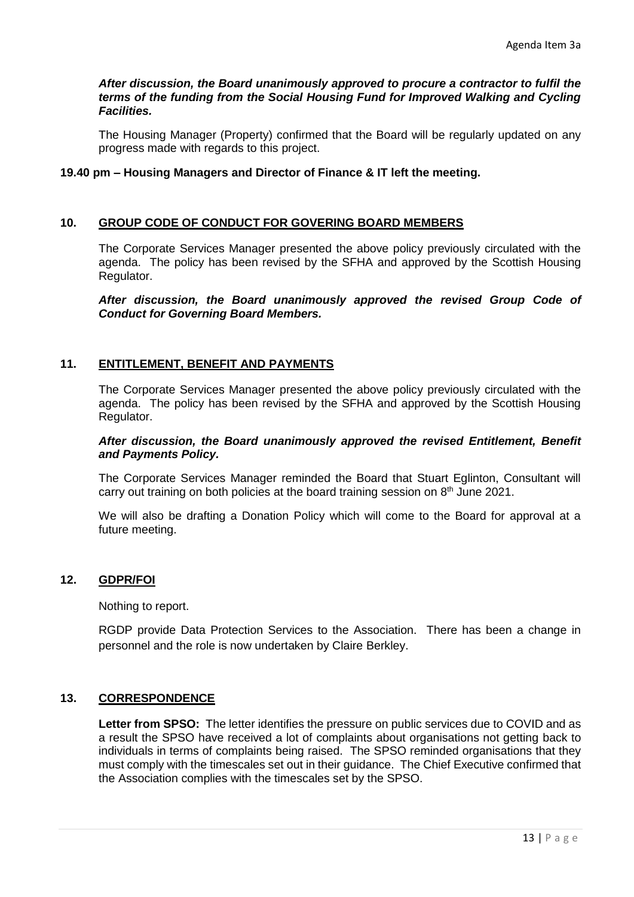***After discussion, the Board unanimously approved to procure a contractor to fulfil the terms of the funding from the Social Housing Fund for Improved Walking and Cycling Facilities.***

The Housing Manager (Property) confirmed that the Board will be regularly updated on any progress made with regards to this project.

**19.40 pm – Housing Managers and Director of Finance & IT left the meeting.**

## 10. GROUP CODE OF CONDUCT FOR GOVERING BOARD MEMBERS

The Corporate Services Manager presented the above policy previously circulated with the agenda. The policy has been revised by the SFHA and approved by the Scottish Housing Regulator.

***After discussion, the Board unanimously approved the revised Group Code of Conduct for Governing Board Members.***

## 11. ENTITLEMENT, BENEFIT AND PAYMENTS

The Corporate Services Manager presented the above policy previously circulated with the agenda. The policy has been revised by the SFHA and approved by the Scottish Housing Regulator.

***After discussion, the Board unanimously approved the revised Entitlement, Benefit and Payments Policy.***

The Corporate Services Manager reminded the Board that Stuart Eglinton, Consultant will carry out training on both policies at the board training session on 8th June 2021.

We will also be drafting a Donation Policy which will come to the Board for approval at a future meeting.

## 12. GDPR/FOI

Nothing to report.

RGDP provide Data Protection Services to the Association. There has been a change in personnel and the role is now undertaken by Claire Berkley.

## 13. CORRESPONDENCE

**Letter from SPSO:** The letter identifies the pressure on public services due to COVID and as a result the SPSO have received a lot of complaints about organisations not getting back to individuals in terms of complaints being raised. The SPSO reminded organisations that they must comply with the timescales set out in their guidance. The Chief Executive confirmed that the Association complies with the timescales set by the SPSO.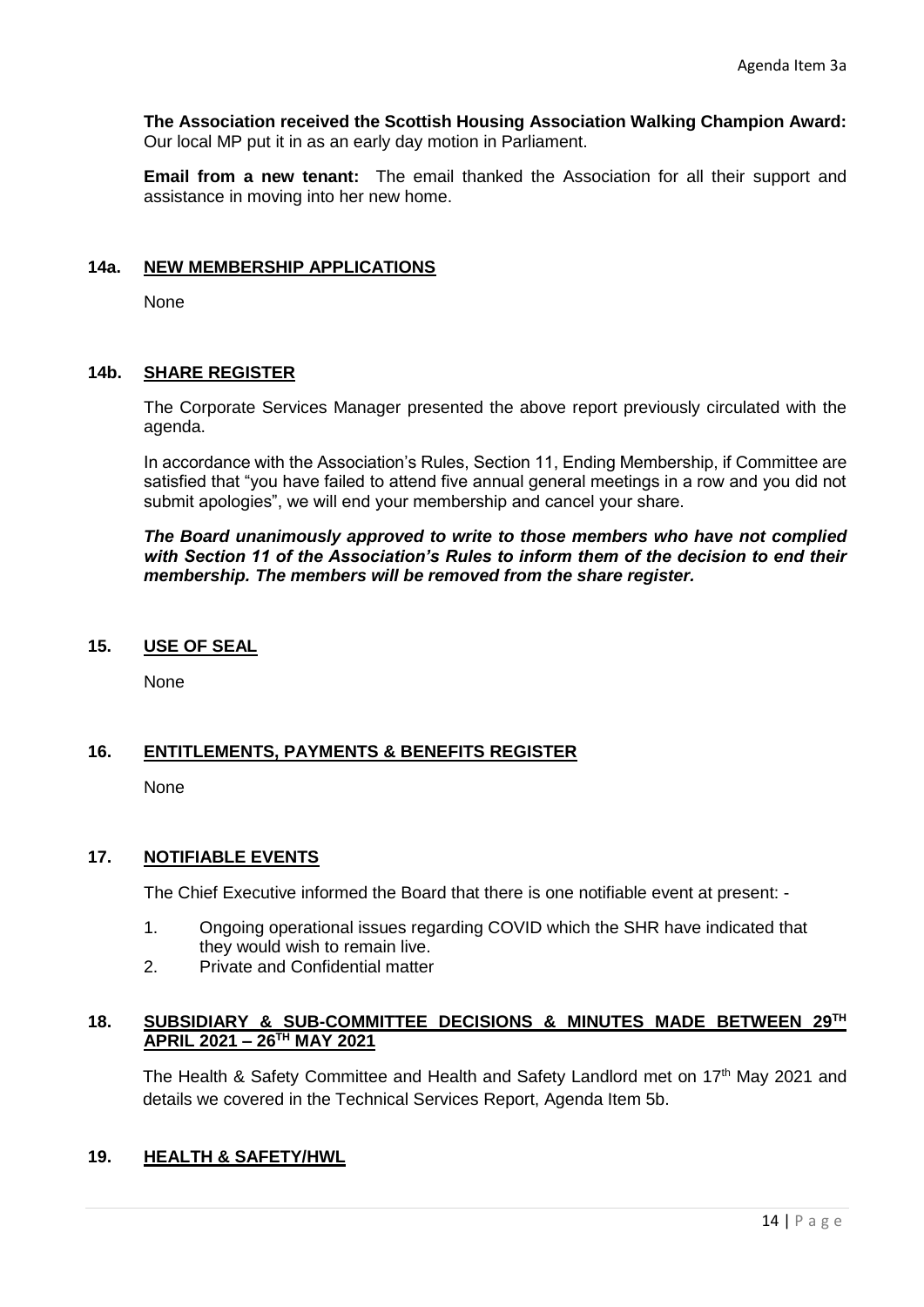**The Association received the Scottish Housing Association Walking Champion Award:** Our local MP put it in as an early day motion in Parliament.

**Email from a new tenant:** The email thanked the Association for all their support and assistance in moving into her new home.

## 14a. NEW MEMBERSHIP APPLICATIONS

None

## 14b. SHARE REGISTER

The Corporate Services Manager presented the above report previously circulated with the agenda.

In accordance with the Association's Rules, Section 11, Ending Membership, if Committee are satisfied that "you have failed to attend five annual general meetings in a row and you did not submit apologies", we will end your membership and cancel your share.

***The Board unanimously approved to write to those members who have not complied with Section 11 of the Association's Rules to inform them of the decision to end their membership. The members will be removed from the share register.***

## 15. USE OF SEAL

None

## 16. ENTITLEMENTS, PAYMENTS & BENEFITS REGISTER

None

## 17. NOTIFIABLE EVENTS

The Chief Executive informed the Board that there is one notifiable event at present: -

1. Ongoing operational issues regarding COVID which the SHR have indicated that they would wish to remain live.
2. Private and Confidential matter

## 18. SUBSIDIARY & SUB-COMMITTEE DECISIONS & MINUTES MADE BETWEEN 29TH APRIL 2021 – 26TH MAY 2021

The Health & Safety Committee and Health and Safety Landlord met on 17th May 2021 and details we covered in the Technical Services Report, Agenda Item 5b.

## 19. HEALTH & SAFETY/HWL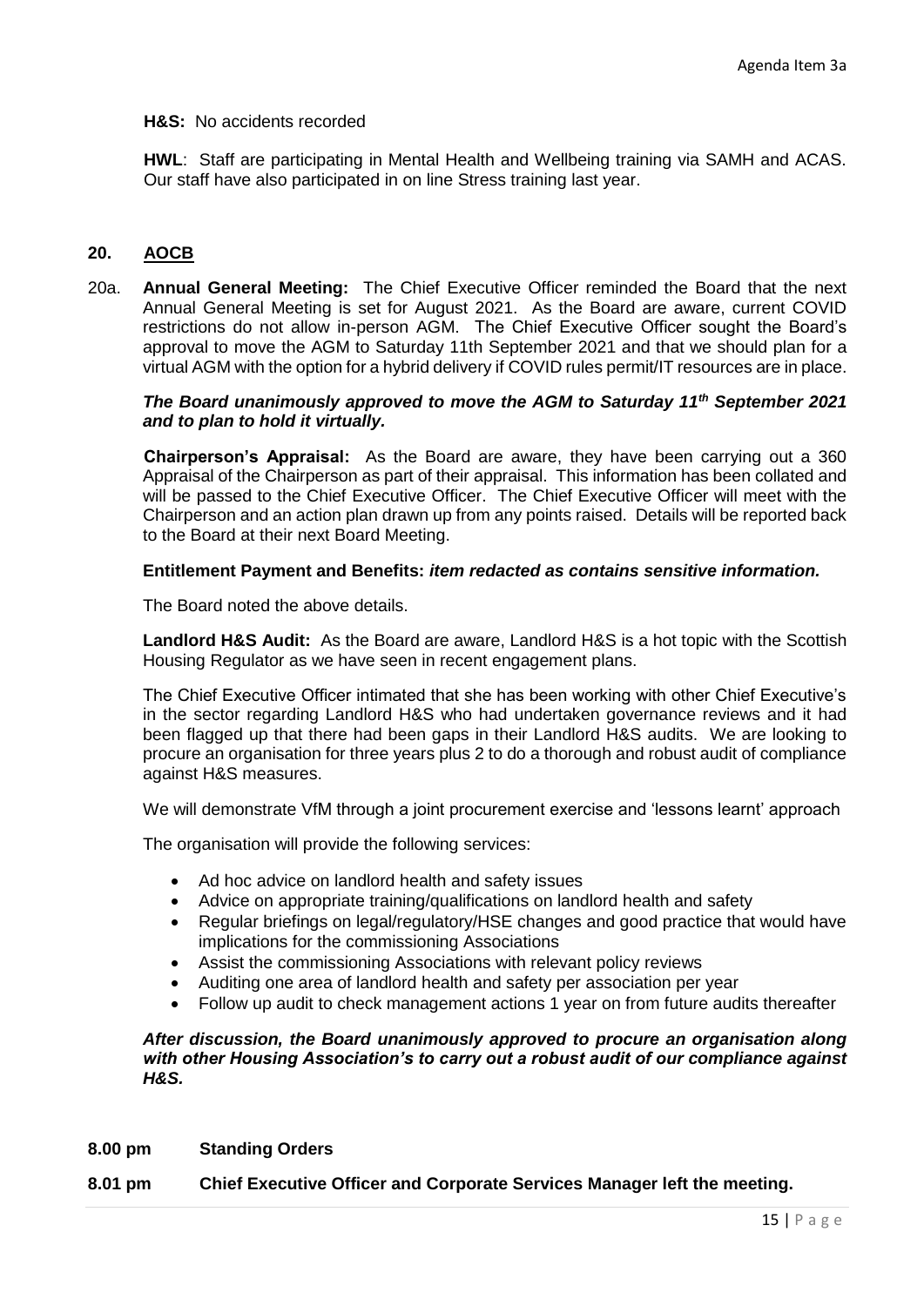**H&S:** No accidents recorded

**HWL**: Staff are participating in Mental Health and Wellbeing training via SAMH and ACAS. Our staff have also participated in on line Stress training last year.

## 20. AOCB

20a. **Annual General Meeting:** The Chief Executive Officer reminded the Board that the next Annual General Meeting is set for August 2021. As the Board are aware, current COVID restrictions do not allow in-person AGM. The Chief Executive Officer sought the Board's approval to move the AGM to Saturday 11th September 2021 and that we should plan for a virtual AGM with the option for a hybrid delivery if COVID rules permit/IT resources are in place.

***The Board unanimously approved to move the AGM to Saturday 11th September 2021 and to plan to hold it virtually.***

**Chairperson's Appraisal:** As the Board are aware, they have been carrying out a 360 Appraisal of the Chairperson as part of their appraisal. This information has been collated and will be passed to the Chief Executive Officer. The Chief Executive Officer will meet with the Chairperson and an action plan drawn up from any points raised. Details will be reported back to the Board at their next Board Meeting.

**Entitlement Payment and Benefits:** ***item redacted as contains sensitive information.***

The Board noted the above details.

**Landlord H&S Audit:** As the Board are aware, Landlord H&S is a hot topic with the Scottish Housing Regulator as we have seen in recent engagement plans.

The Chief Executive Officer intimated that she has been working with other Chief Executive's in the sector regarding Landlord H&S who had undertaken governance reviews and it had been flagged up that there had been gaps in their Landlord H&S audits. We are looking to procure an organisation for three years plus 2 to do a thorough and robust audit of compliance against H&S measures.

We will demonstrate VfM through a joint procurement exercise and 'lessons learnt' approach

The organisation will provide the following services:

- Ad hoc advice on landlord health and safety issues
- Advice on appropriate training/qualifications on landlord health and safety
- Regular briefings on legal/regulatory/HSE changes and good practice that would have implications for the commissioning Associations
- Assist the commissioning Associations with relevant policy reviews
- Auditing one area of landlord health and safety per association per year
- Follow up audit to check management actions 1 year on from future audits thereafter

***After discussion, the Board unanimously approved to procure an organisation along with other Housing Association's to carry out a robust audit of our compliance against H&S.***

**8.00 pm Standing Orders**

**8.01 pm Chief Executive Officer and Corporate Services Manager left the meeting.**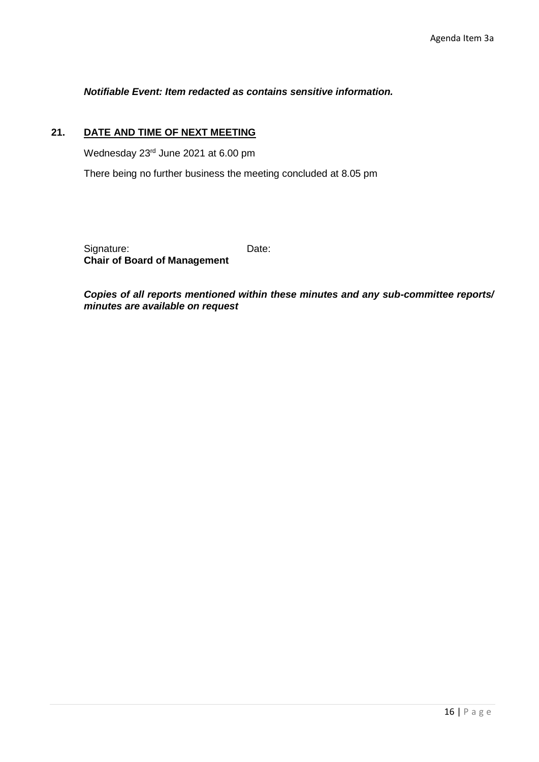***Notifiable Event: Item redacted as contains sensitive information.***

## 21. DATE AND TIME OF NEXT MEETING

Wednesday 23rd June 2021 at 6.00 pm

There being no further business the meeting concluded at 8.05 pm

Signature: Date:
**Chair of Board of Management**

***Copies of all reports mentioned within these minutes and any sub-committee reports/ minutes are available on request***